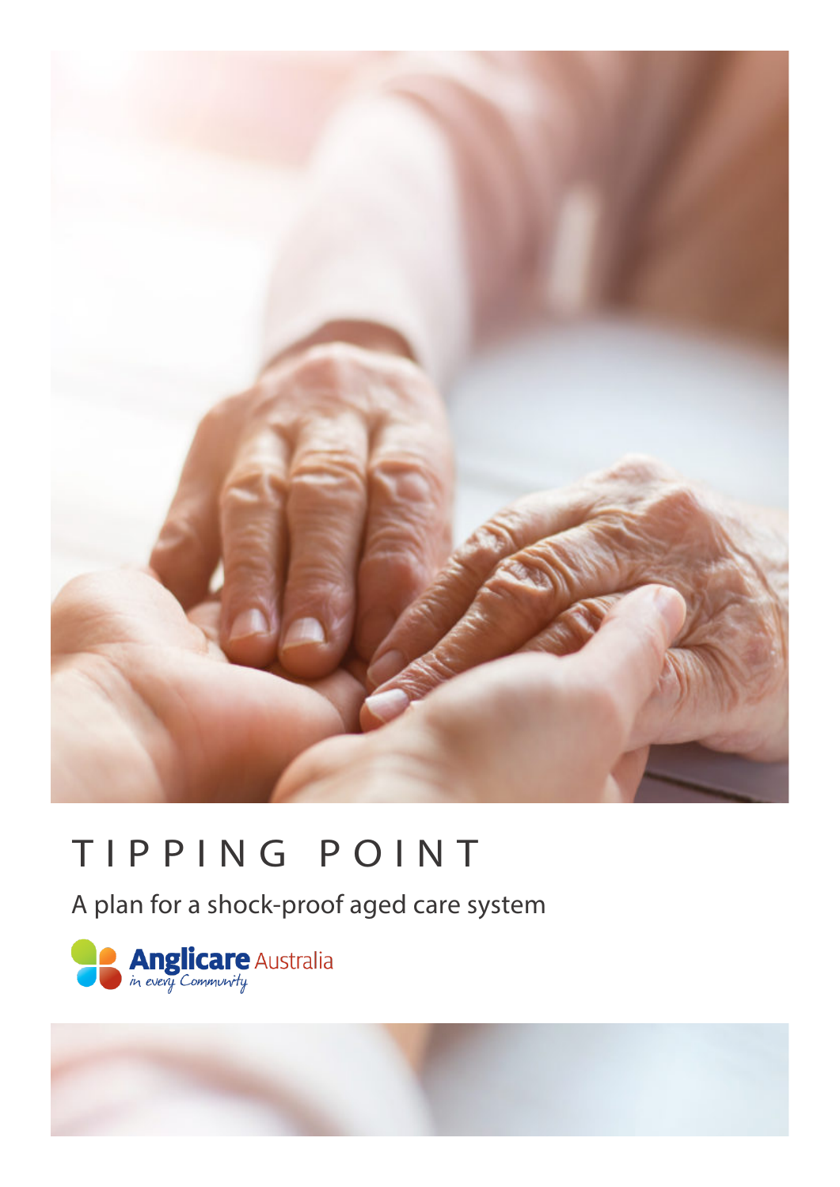# TIPPING POINT

A plan for a shock-proof aged care system

Anglicare Australia
*in every Community*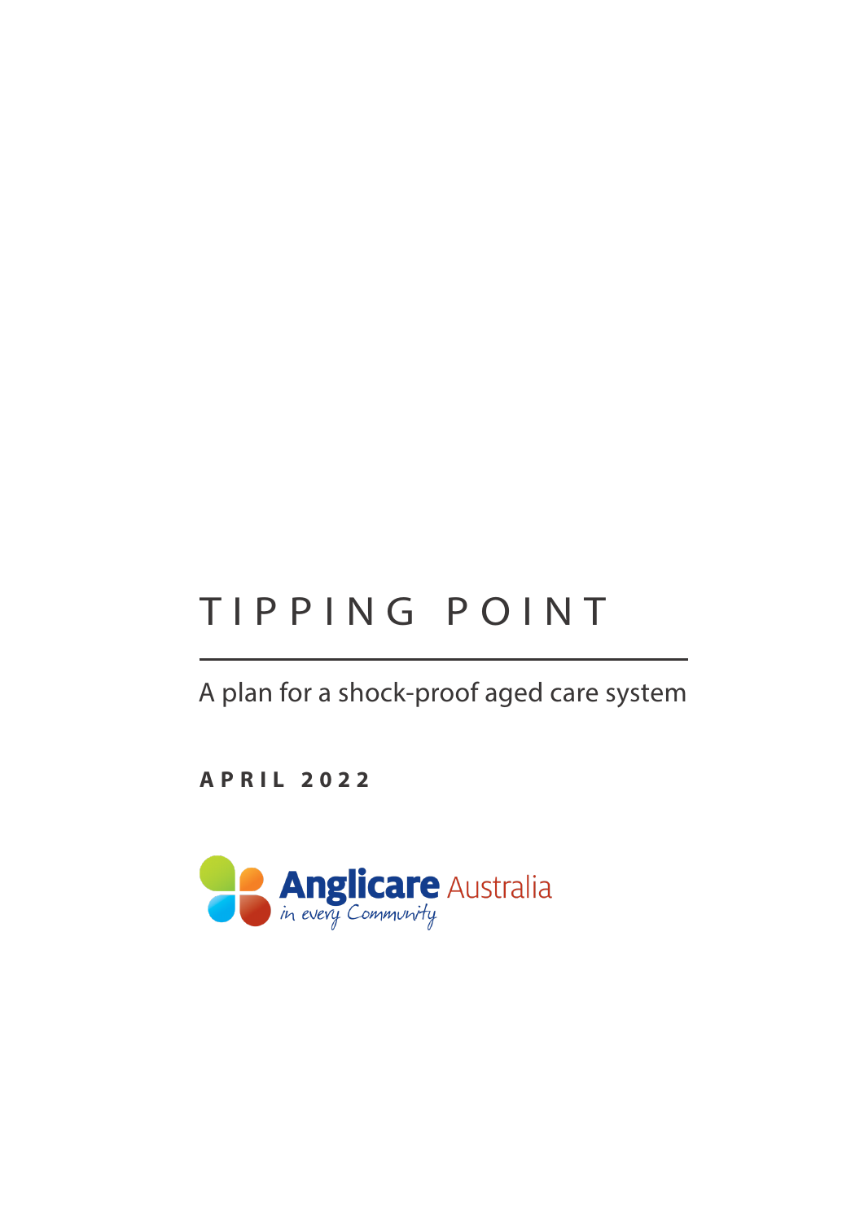# TIPPING POINT

A plan for a shock-proof aged care system

**APRIL 2022**

Anglicare Australia
in every Community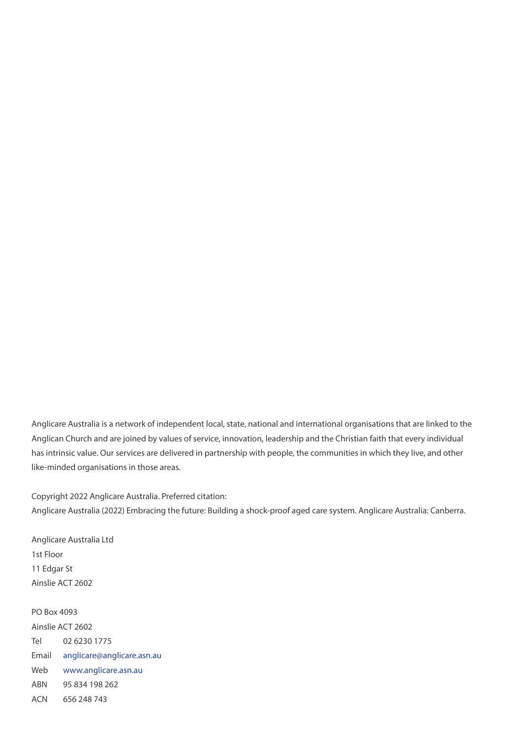Anglicare Australia is a network of independent local, state, national and international organisations that are linked to the Anglican Church and are joined by values of service, innovation, leadership and the Christian faith that every individual has intrinsic value. Our services are delivered in partnership with people, the communities in which they live, and other like-minded organisations in those areas.

Copyright 2022 Anglicare Australia. Preferred citation:
Anglicare Australia (2022) Embracing the future: Building a shock-proof aged care system. Anglicare Australia: Canberra.

Anglicare Australia Ltd
1st Floor
11 Edgar St
Ainslie ACT 2602

PO Box 4093
Ainslie ACT 2602

| | |
|---|---|
| Tel | 02 6230 1775 |
| Email | anglicare@anglicare.asn.au |
| Web | www.anglicare.asn.au |
| ABN | 95 834 198 262 |
| ACN | 656 248 743 |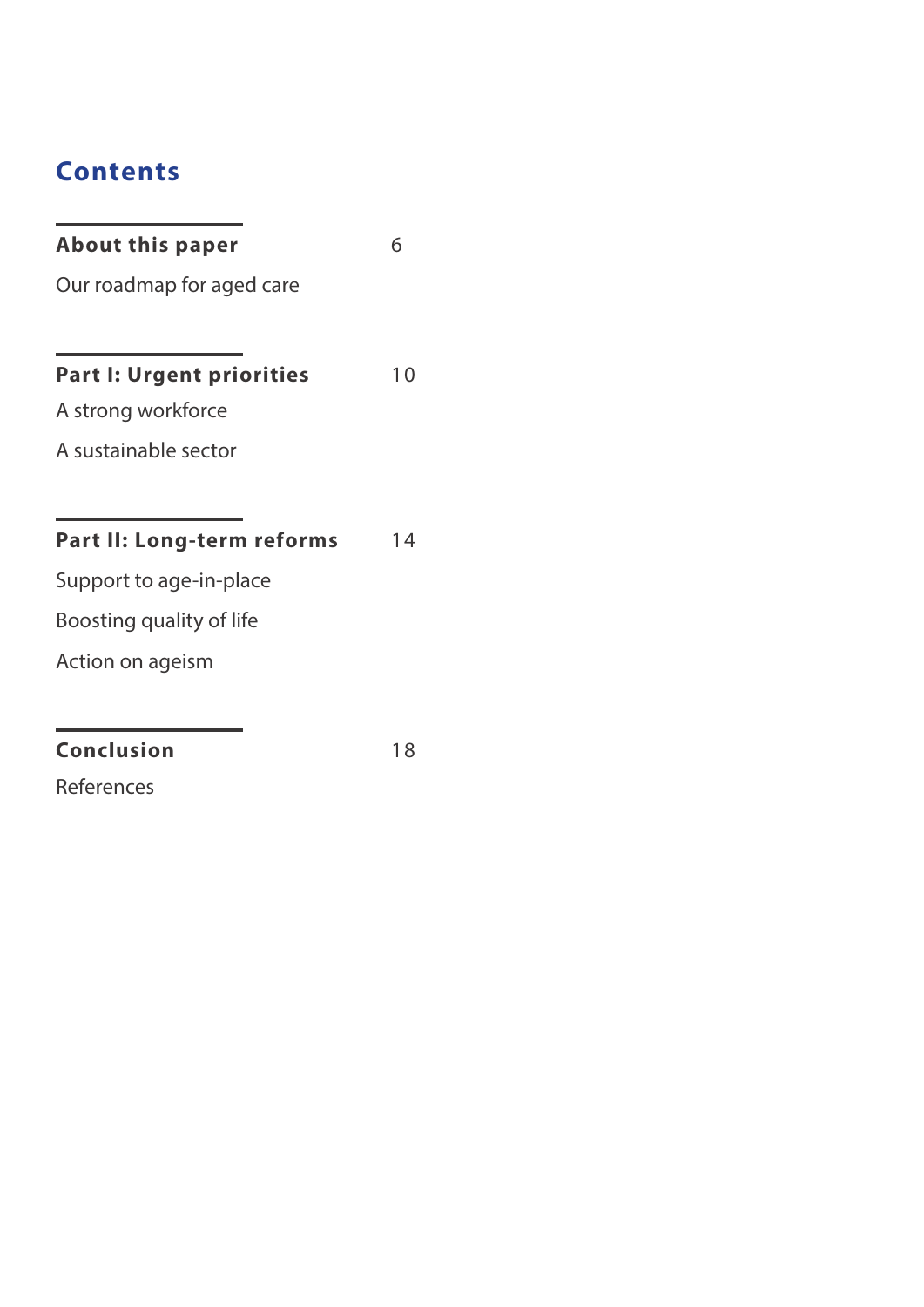## Contents

**About this paper** 6

Our roadmap for aged care

**Part I: Urgent priorities** 10

A strong workforce

A sustainable sector

**Part II: Long-term reforms** 14

Support to age-in-place

Boosting quality of life

Action on ageism

**Conclusion** 18

References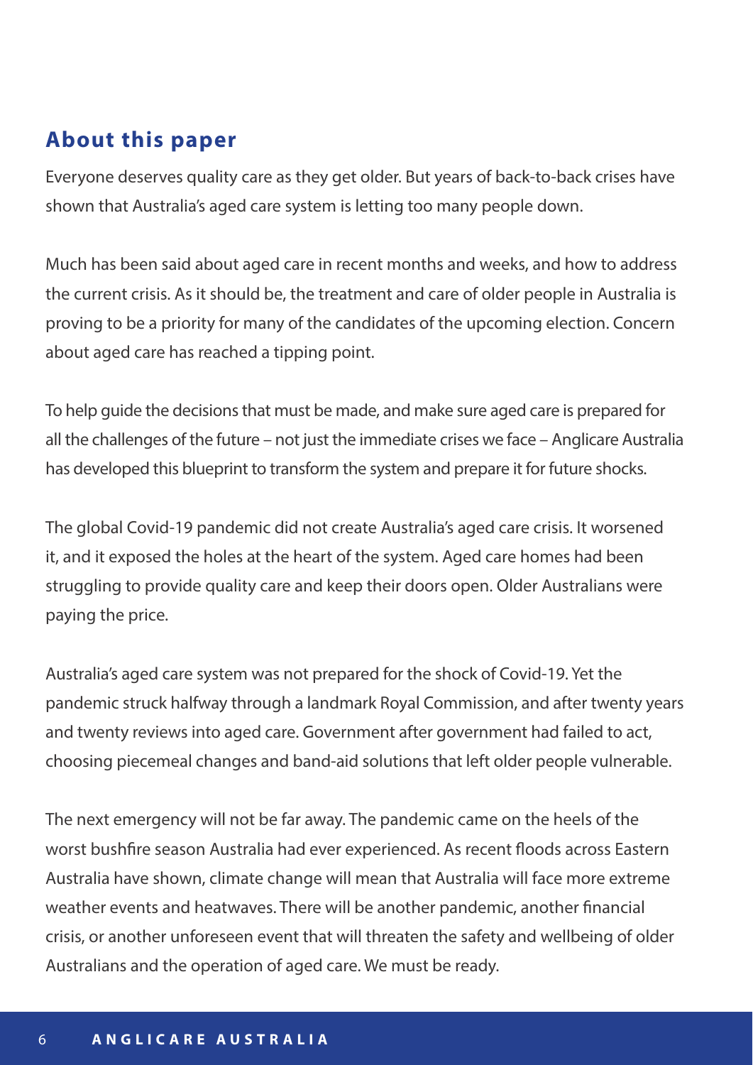## About this paper

Everyone deserves quality care as they get older. But years of back-to-back crises have shown that Australia's aged care system is letting too many people down.

Much has been said about aged care in recent months and weeks, and how to address the current crisis. As it should be, the treatment and care of older people in Australia is proving to be a priority for many of the candidates of the upcoming election. Concern about aged care has reached a tipping point.

To help guide the decisions that must be made, and make sure aged care is prepared for all the challenges of the future – not just the immediate crises we face – Anglicare Australia has developed this blueprint to transform the system and prepare it for future shocks.

The global Covid-19 pandemic did not create Australia's aged care crisis. It worsened it, and it exposed the holes at the heart of the system. Aged care homes had been struggling to provide quality care and keep their doors open. Older Australians were paying the price.

Australia's aged care system was not prepared for the shock of Covid-19. Yet the pandemic struck halfway through a landmark Royal Commission, and after twenty years and twenty reviews into aged care. Government after government had failed to act, choosing piecemeal changes and band-aid solutions that left older people vulnerable.

The next emergency will not be far away. The pandemic came on the heels of the worst bushfire season Australia had ever experienced. As recent floods across Eastern Australia have shown, climate change will mean that Australia will face more extreme weather events and heatwaves. There will be another pandemic, another financial crisis, or another unforeseen event that will threaten the safety and wellbeing of older Australians and the operation of aged care. We must be ready.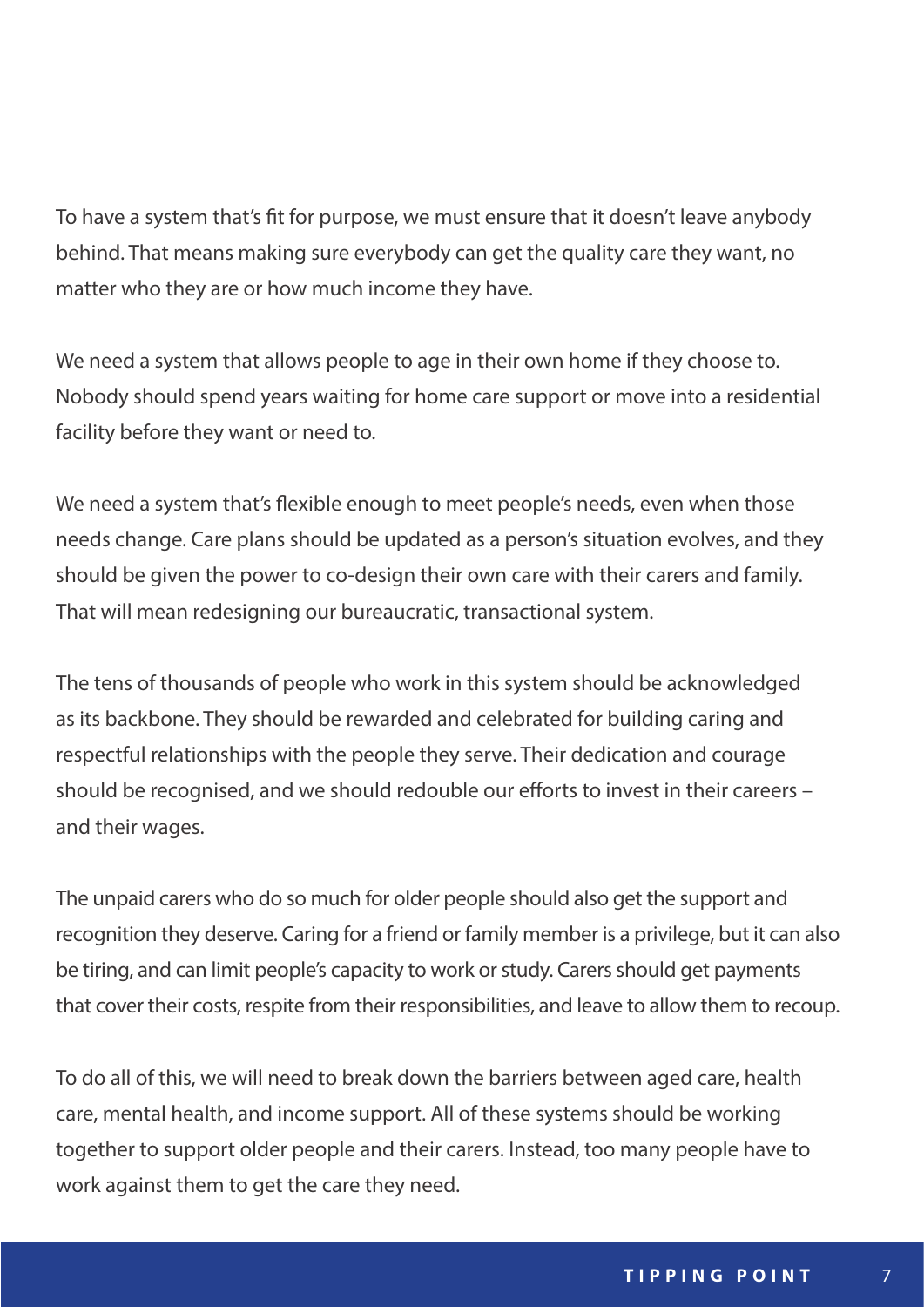To have a system that's fit for purpose, we must ensure that it doesn't leave anybody behind. That means making sure everybody can get the quality care they want, no matter who they are or how much income they have.

We need a system that allows people to age in their own home if they choose to. Nobody should spend years waiting for home care support or move into a residential facility before they want or need to.

We need a system that's flexible enough to meet people's needs, even when those needs change. Care plans should be updated as a person's situation evolves, and they should be given the power to co-design their own care with their carers and family. That will mean redesigning our bureaucratic, transactional system.

The tens of thousands of people who work in this system should be acknowledged as its backbone. They should be rewarded and celebrated for building caring and respectful relationships with the people they serve. Their dedication and courage should be recognised, and we should redouble our efforts to invest in their careers – and their wages.

The unpaid carers who do so much for older people should also get the support and recognition they deserve. Caring for a friend or family member is a privilege, but it can also be tiring, and can limit people's capacity to work or study. Carers should get payments that cover their costs, respite from their responsibilities, and leave to allow them to recoup.

To do all of this, we will need to break down the barriers between aged care, health care, mental health, and income support. All of these systems should be working together to support older people and their carers. Instead, too many people have to work against them to get the care they need.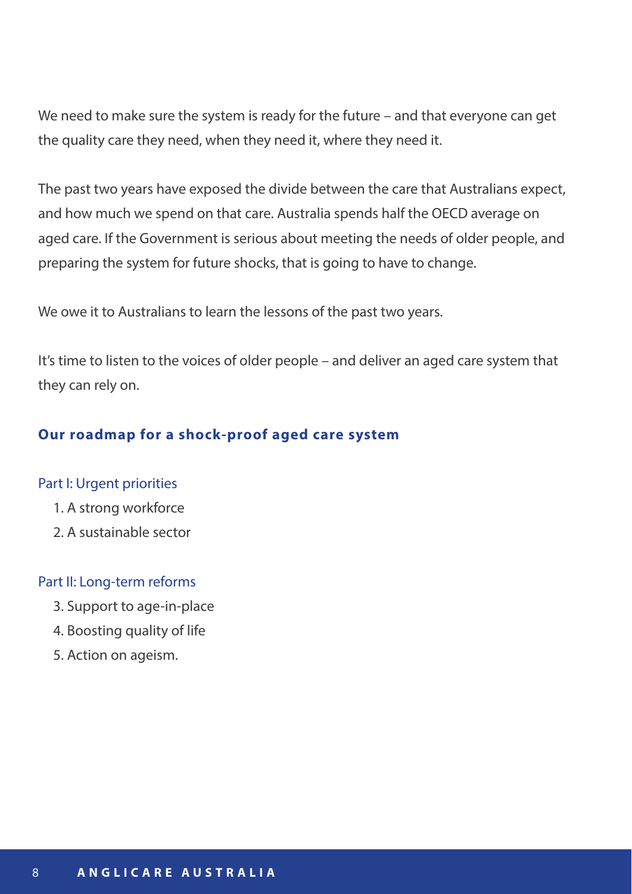We need to make sure the system is ready for the future – and that everyone can get the quality care they need, when they need it, where they need it.

The past two years have exposed the divide between the care that Australians expect, and how much we spend on that care. Australia spends half the OECD average on aged care. If the Government is serious about meeting the needs of older people, and preparing the system for future shocks, that is going to have to change.

We owe it to Australians to learn the lessons of the past two years.

It's time to listen to the voices of older people – and deliver an aged care system that they can rely on.

## Our roadmap for a shock-proof aged care system

### Part I: Urgent priorities

1. A strong workforce
2. A sustainable sector

### Part II: Long-term reforms

3. Support to age-in-place
4. Boosting quality of life
5. Action on ageism.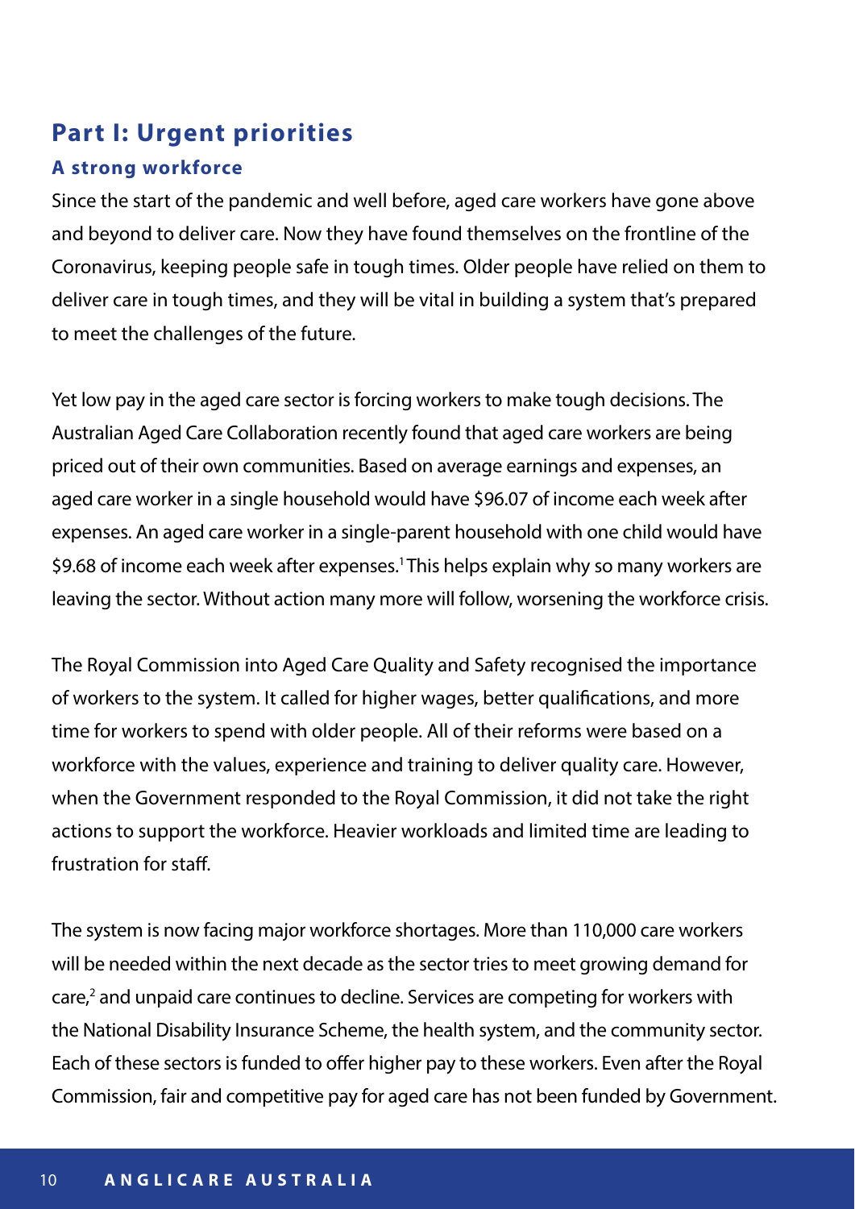## Part I: Urgent priorities

### A strong workforce

Since the start of the pandemic and well before, aged care workers have gone above and beyond to deliver care. Now they have found themselves on the frontline of the Coronavirus, keeping people safe in tough times. Older people have relied on them to deliver care in tough times, and they will be vital in building a system that's prepared to meet the challenges of the future.

Yet low pay in the aged care sector is forcing workers to make tough decisions. The Australian Aged Care Collaboration recently found that aged care workers are being priced out of their own communities. Based on average earnings and expenses, an aged care worker in a single household would have $96.07 of income each week after expenses. An aged care worker in a single-parent household with one child would have $9.68 of income each week after expenses.[1] This helps explain why so many workers are leaving the sector. Without action many more will follow, worsening the workforce crisis.

The Royal Commission into Aged Care Quality and Safety recognised the importance of workers to the system. It called for higher wages, better qualifications, and more time for workers to spend with older people. All of their reforms were based on a workforce with the values, experience and training to deliver quality care. However, when the Government responded to the Royal Commission, it did not take the right actions to support the workforce. Heavier workloads and limited time are leading to frustration for staff.

The system is now facing major workforce shortages. More than 110,000 care workers will be needed within the next decade as the sector tries to meet growing demand for care,[2] and unpaid care continues to decline. Services are competing for workers with the National Disability Insurance Scheme, the health system, and the community sector. Each of these sectors is funded to offer higher pay to these workers. Even after the Royal Commission, fair and competitive pay for aged care has not been funded by Government.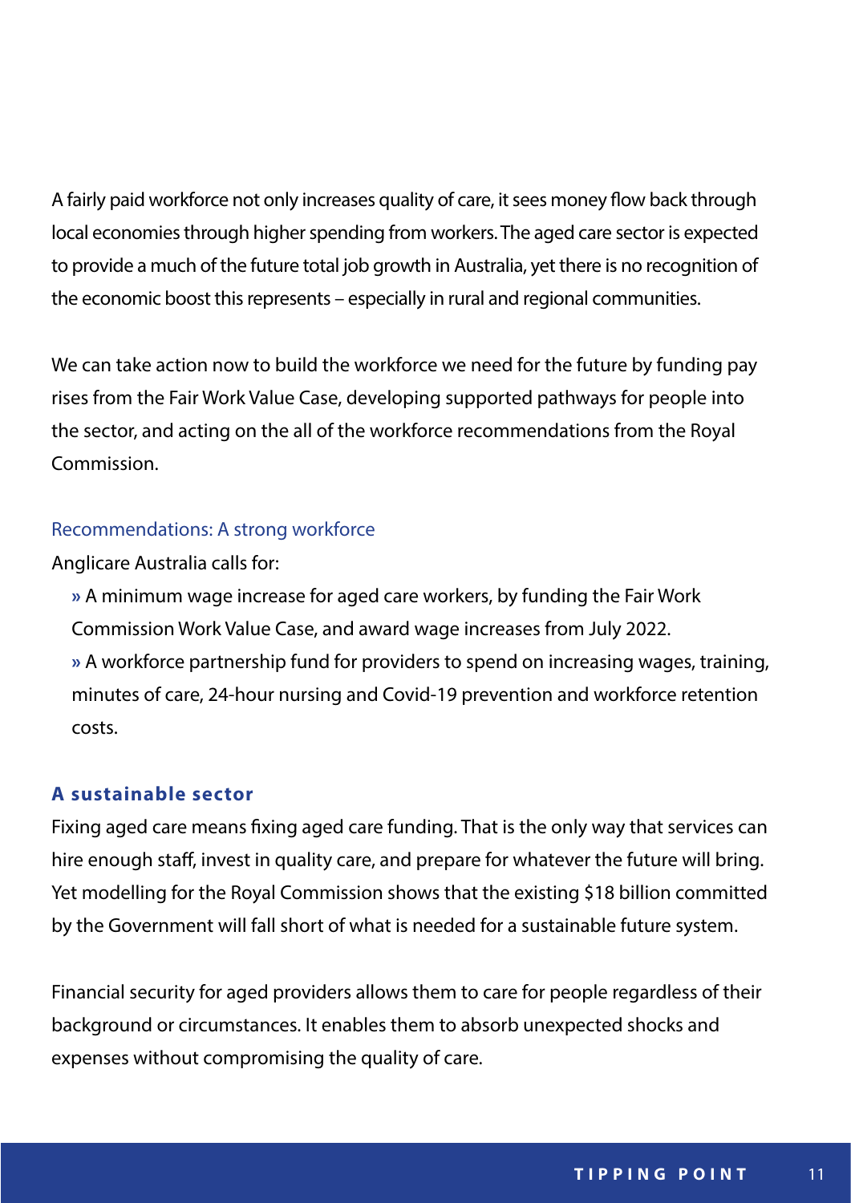A fairly paid workforce not only increases quality of care, it sees money flow back through local economies through higher spending from workers. The aged care sector is expected to provide a much of the future total job growth in Australia, yet there is no recognition of the economic boost this represents – especially in rural and regional communities.

We can take action now to build the workforce we need for the future by funding pay rises from the Fair Work Value Case, developing supported pathways for people into the sector, and acting on the all of the workforce recommendations from the Royal Commission.

### Recommendations: A strong workforce

Anglicare Australia calls for:

- A minimum wage increase for aged care workers, by funding the Fair Work Commission Work Value Case, and award wage increases from July 2022.
- A workforce partnership fund for providers to spend on increasing wages, training, minutes of care, 24-hour nursing and Covid-19 prevention and workforce retention costs.

## A sustainable sector

Fixing aged care means fixing aged care funding. That is the only way that services can hire enough staff, invest in quality care, and prepare for whatever the future will bring. Yet modelling for the Royal Commission shows that the existing $18 billion committed by the Government will fall short of what is needed for a sustainable future system.

Financial security for aged providers allows them to care for people regardless of their background or circumstances. It enables them to absorb unexpected shocks and expenses without compromising the quality of care.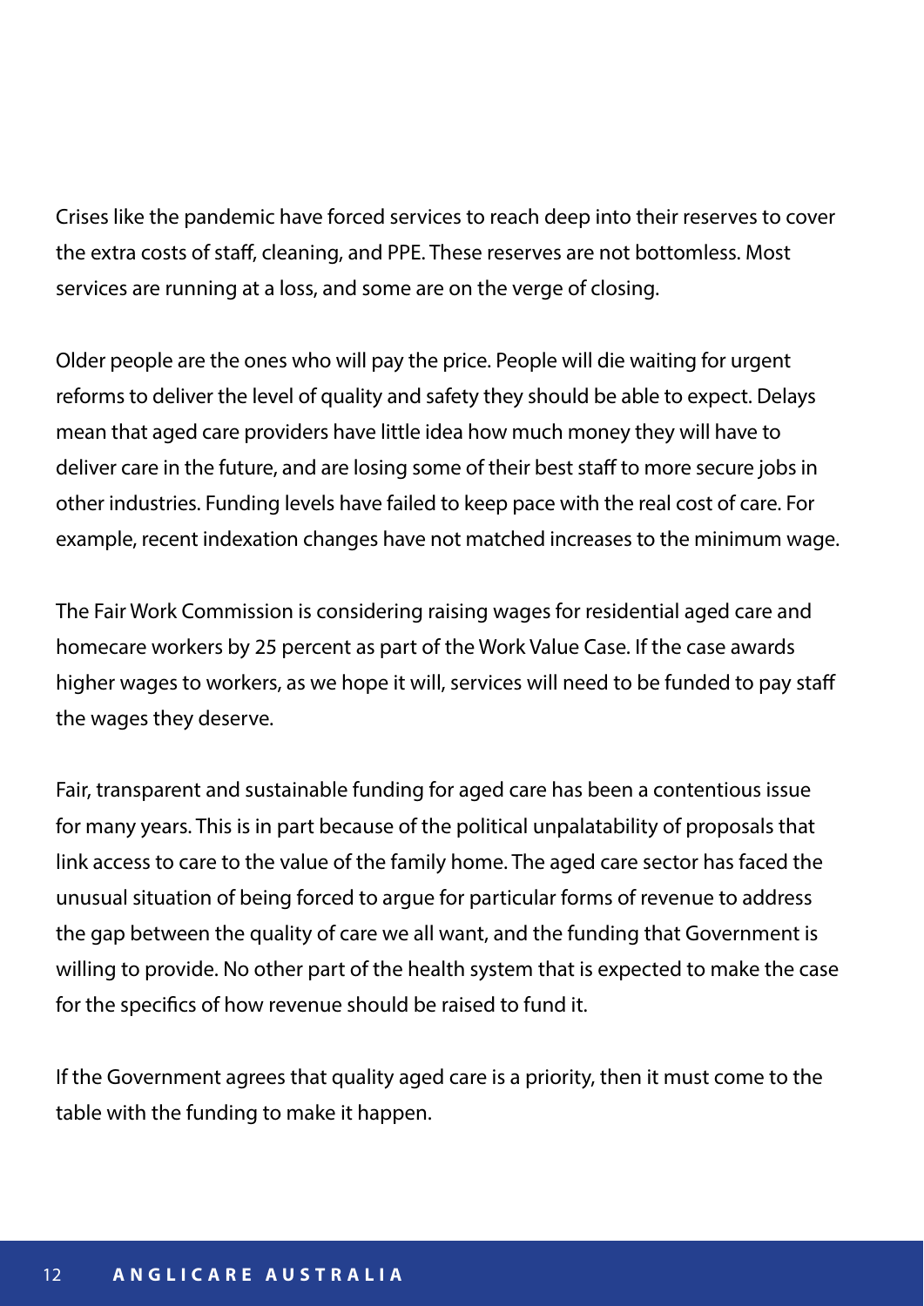Crises like the pandemic have forced services to reach deep into their reserves to cover the extra costs of staff, cleaning, and PPE. These reserves are not bottomless. Most services are running at a loss, and some are on the verge of closing.

Older people are the ones who will pay the price. People will die waiting for urgent reforms to deliver the level of quality and safety they should be able to expect. Delays mean that aged care providers have little idea how much money they will have to deliver care in the future, and are losing some of their best staff to more secure jobs in other industries. Funding levels have failed to keep pace with the real cost of care. For example, recent indexation changes have not matched increases to the minimum wage.

The Fair Work Commission is considering raising wages for residential aged care and homecare workers by 25 percent as part of the Work Value Case. If the case awards higher wages to workers, as we hope it will, services will need to be funded to pay staff the wages they deserve.

Fair, transparent and sustainable funding for aged care has been a contentious issue for many years. This is in part because of the political unpalatability of proposals that link access to care to the value of the family home. The aged care sector has faced the unusual situation of being forced to argue for particular forms of revenue to address the gap between the quality of care we all want, and the funding that Government is willing to provide. No other part of the health system that is expected to make the case for the specifics of how revenue should be raised to fund it.

If the Government agrees that quality aged care is a priority, then it must come to the table with the funding to make it happen.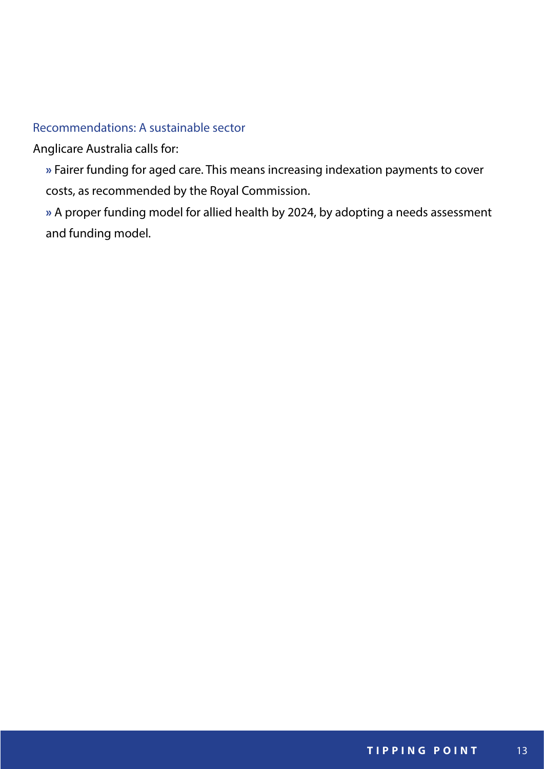### Recommendations: A sustainable sector

Anglicare Australia calls for:

- Fairer funding for aged care. This means increasing indexation payments to cover costs, as recommended by the Royal Commission.
- A proper funding model for allied health by 2024, by adopting a needs assessment and funding model.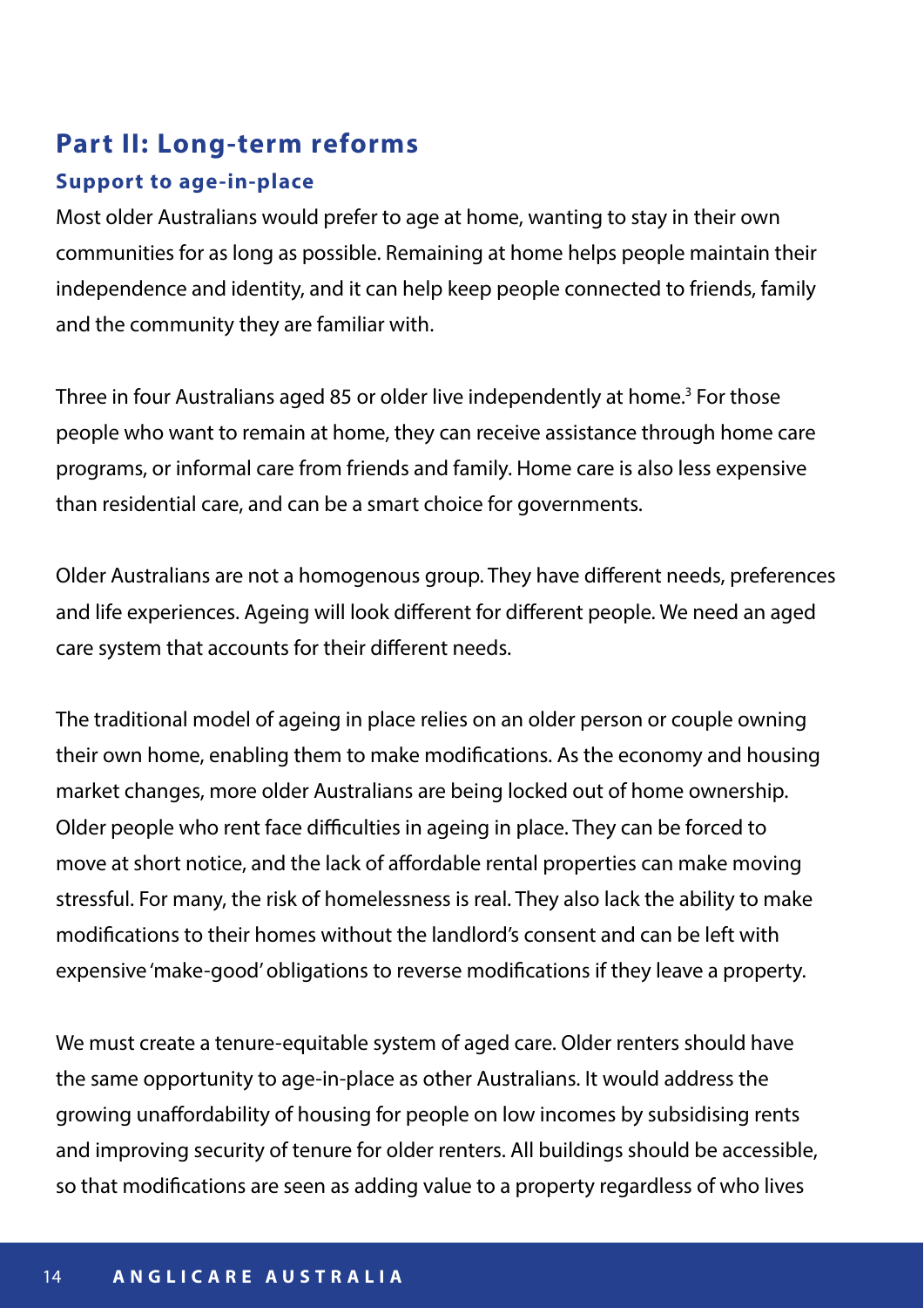## Part II: Long-term reforms

### Support to age-in-place

Most older Australians would prefer to age at home, wanting to stay in their own communities for as long as possible. Remaining at home helps people maintain their independence and identity, and it can help keep people connected to friends, family and the community they are familiar with.

Three in four Australians aged 85 or older live independently at home.[3] For those people who want to remain at home, they can receive assistance through home care programs, or informal care from friends and family. Home care is also less expensive than residential care, and can be a smart choice for governments.

Older Australians are not a homogenous group. They have different needs, preferences and life experiences. Ageing will look different for different people. We need an aged care system that accounts for their different needs.

The traditional model of ageing in place relies on an older person or couple owning their own home, enabling them to make modifications. As the economy and housing market changes, more older Australians are being locked out of home ownership. Older people who rent face difficulties in ageing in place. They can be forced to move at short notice, and the lack of affordable rental properties can make moving stressful. For many, the risk of homelessness is real. They also lack the ability to make modifications to their homes without the landlord's consent and can be left with expensive 'make-good' obligations to reverse modifications if they leave a property.

We must create a tenure-equitable system of aged care. Older renters should have the same opportunity to age-in-place as other Australians. It would address the growing unaffordability of housing for people on low incomes by subsidising rents and improving security of tenure for older renters. All buildings should be accessible, so that modifications are seen as adding value to a property regardless of who lives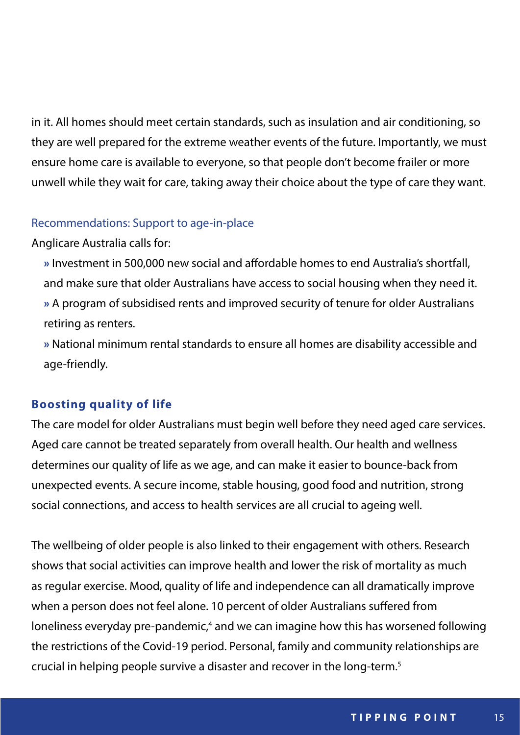in it. All homes should meet certain standards, such as insulation and air conditioning, so they are well prepared for the extreme weather events of the future. Importantly, we must ensure home care is available to everyone, so that people don't become frailer or more unwell while they wait for care, taking away their choice about the type of care they want.

### Recommendations: Support to age-in-place

Anglicare Australia calls for:

- Investment in 500,000 new social and affordable homes to end Australia's shortfall, and make sure that older Australians have access to social housing when they need it.
- A program of subsidised rents and improved security of tenure for older Australians retiring as renters.
- National minimum rental standards to ensure all homes are disability accessible and age-friendly.

## Boosting quality of life

The care model for older Australians must begin well before they need aged care services. Aged care cannot be treated separately from overall health. Our health and wellness determines our quality of life as we age, and can make it easier to bounce-back from unexpected events. A secure income, stable housing, good food and nutrition, strong social connections, and access to health services are all crucial to ageing well.

The wellbeing of older people is also linked to their engagement with others. Research shows that social activities can improve health and lower the risk of mortality as much as regular exercise. Mood, quality of life and independence can all dramatically improve when a person does not feel alone. 10 percent of older Australians suffered from loneliness everyday pre-pandemic,[4] and we can imagine how this has worsened following the restrictions of the Covid-19 period. Personal, family and community relationships are crucial in helping people survive a disaster and recover in the long-term.[5]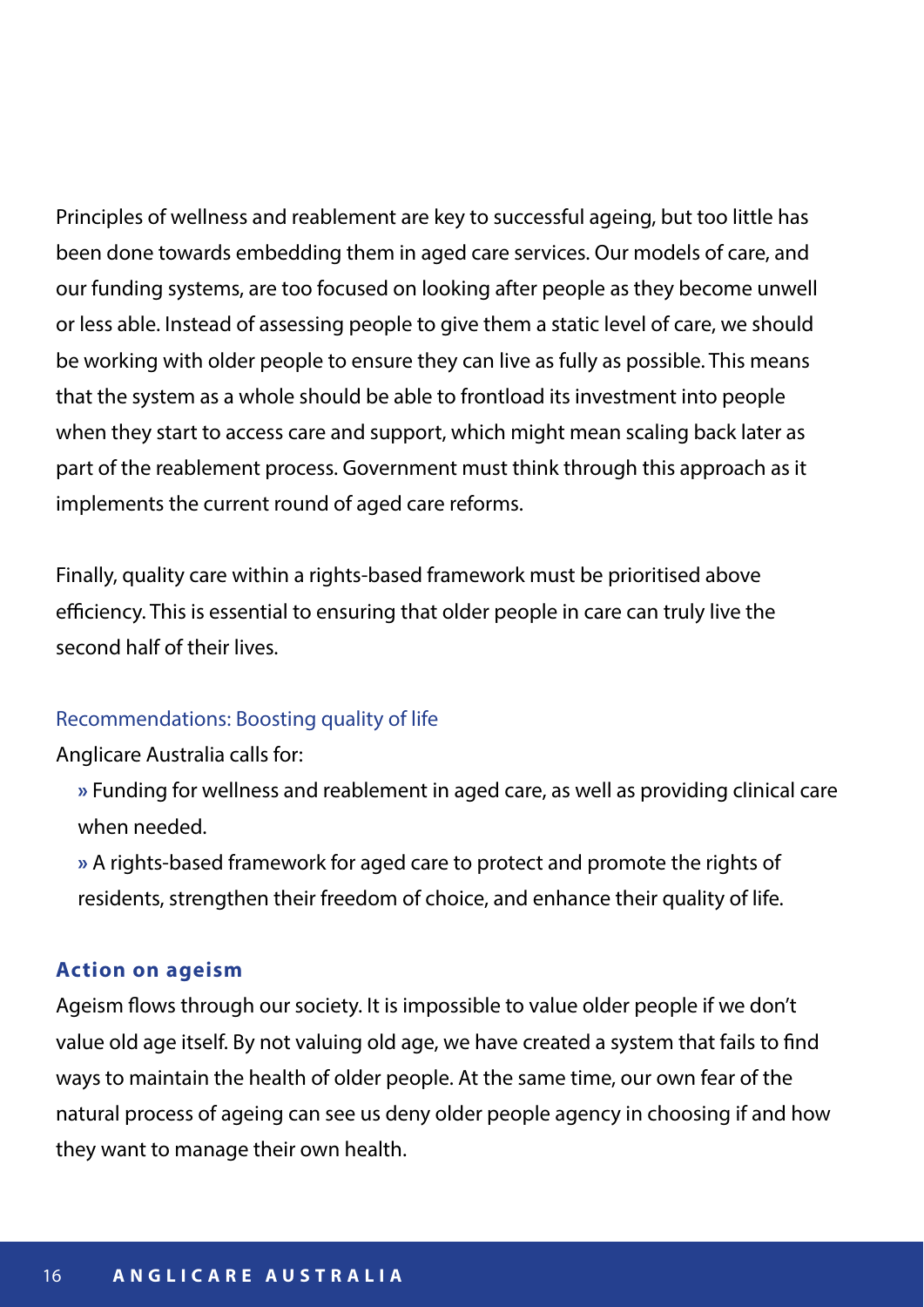Principles of wellness and reablement are key to successful ageing, but too little has been done towards embedding them in aged care services. Our models of care, and our funding systems, are too focused on looking after people as they become unwell or less able. Instead of assessing people to give them a static level of care, we should be working with older people to ensure they can live as fully as possible. This means that the system as a whole should be able to frontload its investment into people when they start to access care and support, which might mean scaling back later as part of the reablement process. Government must think through this approach as it implements the current round of aged care reforms.

Finally, quality care within a rights-based framework must be prioritised above efficiency. This is essential to ensuring that older people in care can truly live the second half of their lives.

### Recommendations: Boosting quality of life

Anglicare Australia calls for:

- Funding for wellness and reablement in aged care, as well as providing clinical care when needed.
- A rights-based framework for aged care to protect and promote the rights of residents, strengthen their freedom of choice, and enhance their quality of life.

## Action on ageism

Ageism flows through our society. It is impossible to value older people if we don't value old age itself. By not valuing old age, we have created a system that fails to find ways to maintain the health of older people. At the same time, our own fear of the natural process of ageing can see us deny older people agency in choosing if and how they want to manage their own health.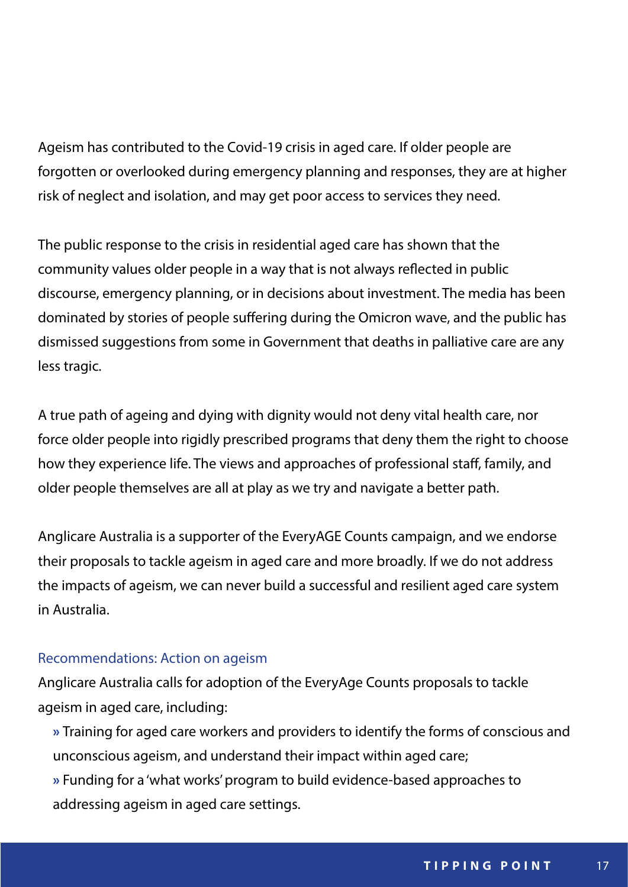Ageism has contributed to the Covid-19 crisis in aged care. If older people are forgotten or overlooked during emergency planning and responses, they are at higher risk of neglect and isolation, and may get poor access to services they need.

The public response to the crisis in residential aged care has shown that the community values older people in a way that is not always reflected in public discourse, emergency planning, or in decisions about investment. The media has been dominated by stories of people suffering during the Omicron wave, and the public has dismissed suggestions from some in Government that deaths in palliative care are any less tragic.

A true path of ageing and dying with dignity would not deny vital health care, nor force older people into rigidly prescribed programs that deny them the right to choose how they experience life. The views and approaches of professional staff, family, and older people themselves are all at play as we try and navigate a better path.

Anglicare Australia is a supporter of the EveryAGE Counts campaign, and we endorse their proposals to tackle ageism in aged care and more broadly. If we do not address the impacts of ageism, we can never build a successful and resilient aged care system in Australia.

### Recommendations: Action on ageism

Anglicare Australia calls for adoption of the EveryAge Counts proposals to tackle ageism in aged care, including:

- Training for aged care workers and providers to identify the forms of conscious and unconscious ageism, and understand their impact within aged care;
- Funding for a 'what works' program to build evidence-based approaches to addressing ageism in aged care settings.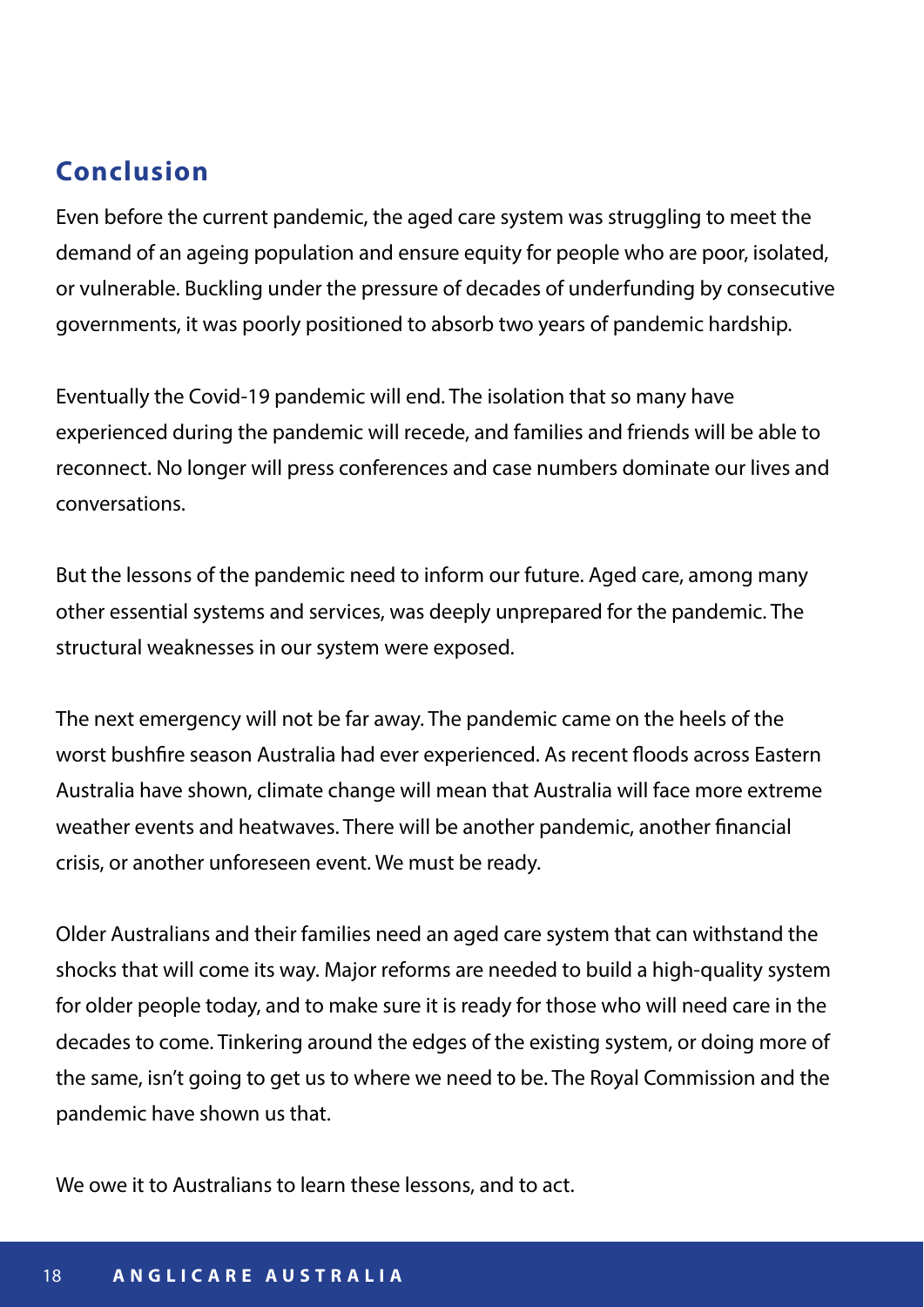## Conclusion

Even before the current pandemic, the aged care system was struggling to meet the demand of an ageing population and ensure equity for people who are poor, isolated, or vulnerable. Buckling under the pressure of decades of underfunding by consecutive governments, it was poorly positioned to absorb two years of pandemic hardship.

Eventually the Covid-19 pandemic will end. The isolation that so many have experienced during the pandemic will recede, and families and friends will be able to reconnect. No longer will press conferences and case numbers dominate our lives and conversations.

But the lessons of the pandemic need to inform our future. Aged care, among many other essential systems and services, was deeply unprepared for the pandemic. The structural weaknesses in our system were exposed.

The next emergency will not be far away. The pandemic came on the heels of the worst bushfire season Australia had ever experienced. As recent floods across Eastern Australia have shown, climate change will mean that Australia will face more extreme weather events and heatwaves. There will be another pandemic, another financial crisis, or another unforeseen event. We must be ready.

Older Australians and their families need an aged care system that can withstand the shocks that will come its way. Major reforms are needed to build a high-quality system for older people today, and to make sure it is ready for those who will need care in the decades to come. Tinkering around the edges of the existing system, or doing more of the same, isn't going to get us to where we need to be. The Royal Commission and the pandemic have shown us that.

We owe it to Australians to learn these lessons, and to act.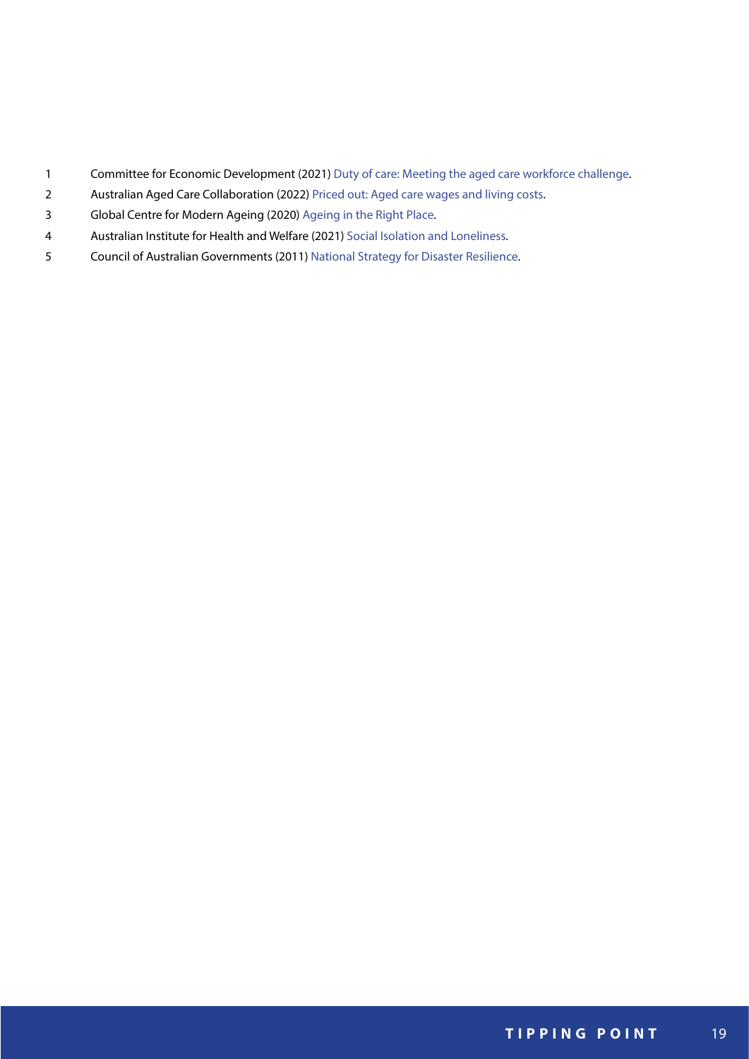1 Committee for Economic Development (2021) Duty of care: Meeting the aged care workforce challenge.

2 Australian Aged Care Collaboration (2022) Priced out: Aged care wages and living costs.

3 Global Centre for Modern Ageing (2020) Ageing in the Right Place.

4 Australian Institute for Health and Welfare (2021) Social Isolation and Loneliness.

5 Council of Australian Governments (2011) National Strategy for Disaster Resilience.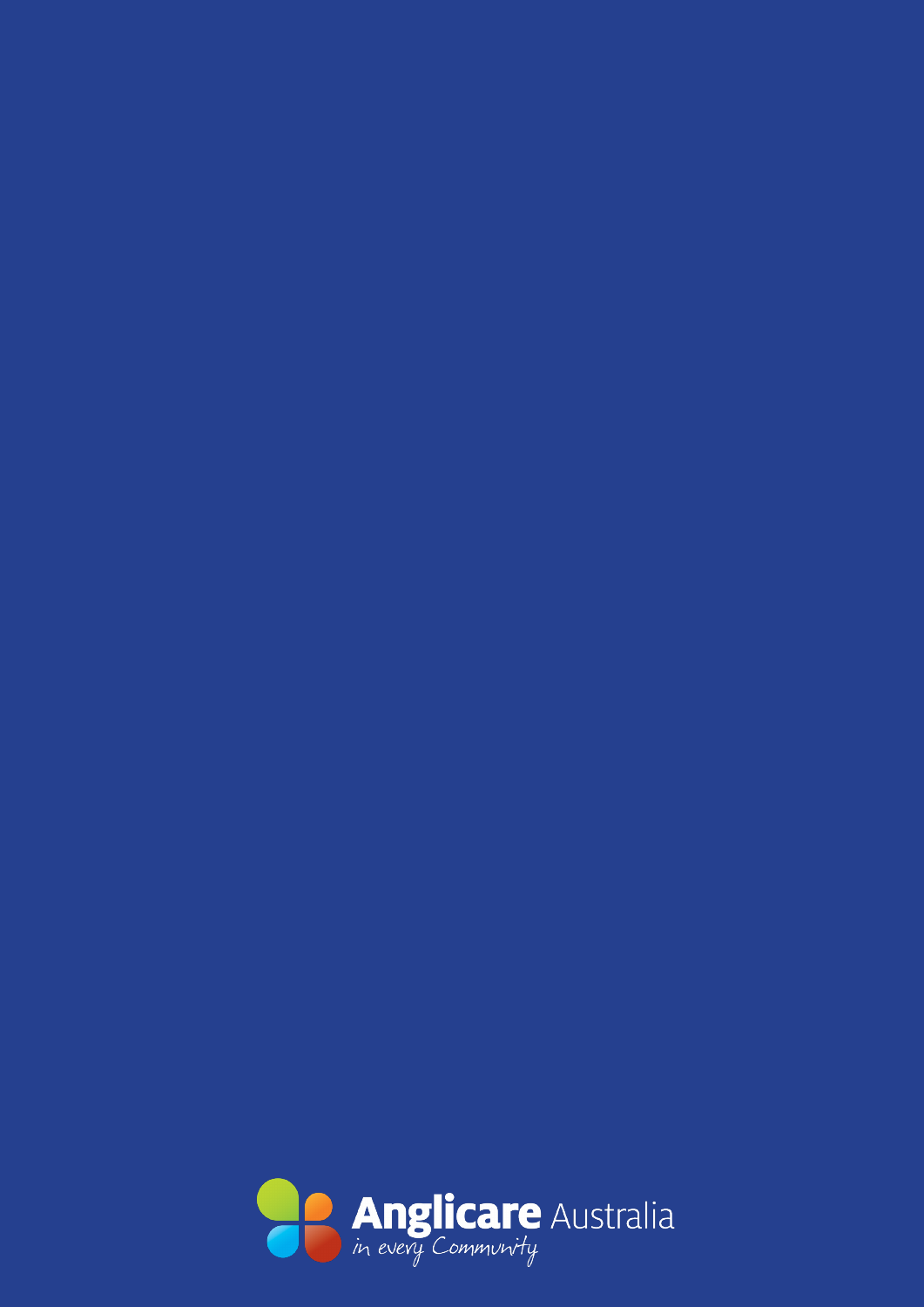Anglicare Australia

*in every Community*